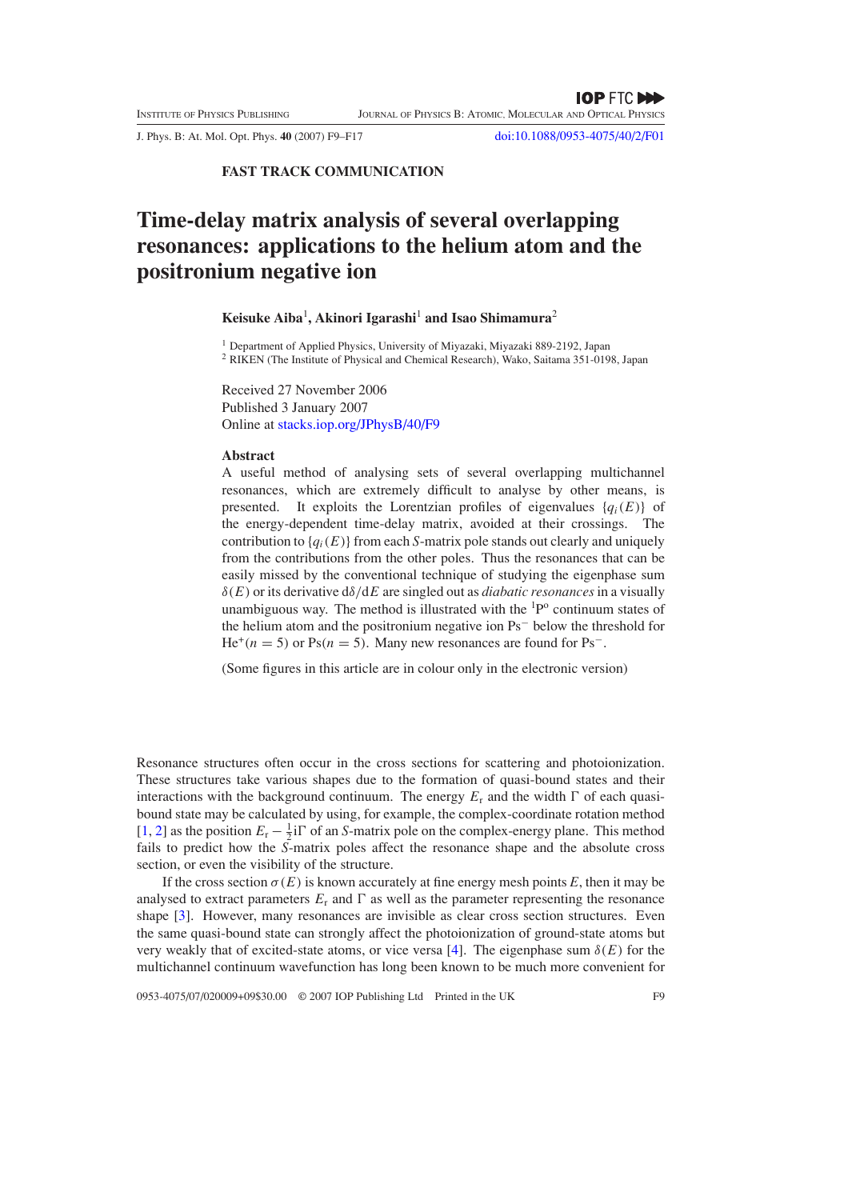FAST TRACK COMMUNICATION

# Time-delay matrix analysis of several overlapping resonances: applications to the helium atom and the positronium negative ion

**Keisuke Aiba**[1], **Akinori Igarashi**[1] **and Isao Shimamura**[2]

[1] Department of Applied Physics, University of Miyazaki, Miyazaki 889-2192, Japan
[2] RIKEN (The Institute of Physical and Chemical Research), Wako, Saitama 351-0198, Japan

Received 27 November 2006
Published 3 January 2007
Online at stacks.iop.org/JPhysB/40/F9

**Abstract**

A useful method of analysing sets of several overlapping multichannel resonances, which are extremely difficult to analyse by other means, is presented. It exploits the Lorentzian profiles of eigenvalues $\{q_i(E)\}$ of the energy-dependent time-delay matrix, avoided at their crossings. The contribution to $\{q_i(E)\}$ from each $S$-matrix pole stands out clearly and uniquely from the contributions from the other poles. Thus the resonances that can be easily missed by the conventional technique of studying the eigenphase sum $\delta(E)$ or its derivative $\mathrm{d}\delta/\mathrm{d}E$ are singled out as *diabatic resonances* in a visually unambiguous way. The method is illustrated with the $^1\mathrm{P}^\mathrm{o}$ continuum states of the helium atom and the positronium negative ion $\mathrm{Ps}^-$ below the threshold for $\mathrm{He}^+(n = 5)$ or $\mathrm{Ps}(n = 5)$. Many new resonances are found for $\mathrm{Ps}^-$.

(Some figures in this article are in colour only in the electronic version)

Resonance structures often occur in the cross sections for scattering and photoionization. These structures take various shapes due to the formation of quasi-bound states and their interactions with the background continuum. The energy $E_\mathrm{r}$ and the width $\Gamma$ of each quasi-bound state may be calculated by using, for example, the complex-coordinate rotation method [1, 2] as the position $E_\mathrm{r} - \frac{1}{2}\mathrm{i}\Gamma$ of an $S$-matrix pole on the complex-energy plane. This method fails to predict how the $S$-matrix poles affect the resonance shape and the absolute cross section, or even the visibility of the structure.

If the cross section $\sigma(E)$ is known accurately at fine energy mesh points $E$, then it may be analysed to extract parameters $E_\mathrm{r}$ and $\Gamma$ as well as the parameter representing the resonance shape [3]. However, many resonances are invisible as clear cross section structures. Even the same quasi-bound state can strongly affect the photoionization of ground-state atoms but very weakly that of excited-state atoms, or vice versa [4]. The eigenphase sum $\delta(E)$ for the multichannel continuum wavefunction has long been known to be much more convenient for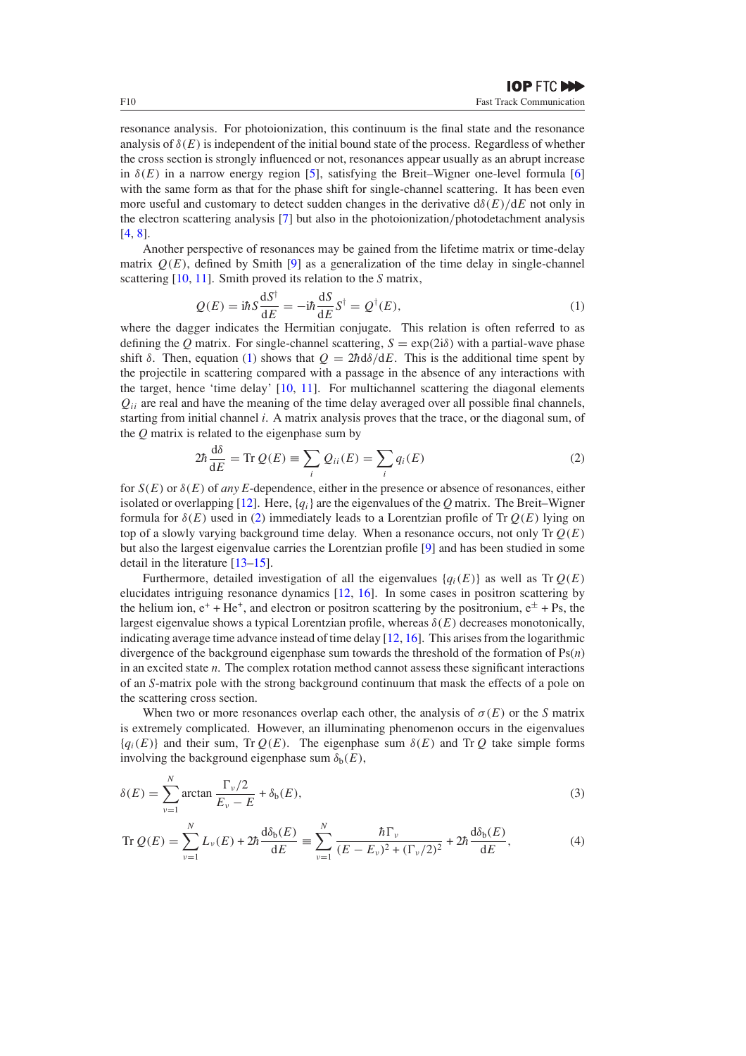resonance analysis. For photoionization, this continuum is the final state and the resonance analysis of $\delta(E)$ is independent of the initial bound state of the process. Regardless of whether the cross section is strongly influenced or not, resonances appear usually as an abrupt increase in $\delta(E)$ in a narrow energy region [5], satisfying the Breit–Wigner one-level formula [6] with the same form as that for the phase shift for single-channel scattering. It has been even more useful and customary to detect sudden changes in the derivative $\mathrm{d}\delta(E)/\mathrm{d}E$ not only in the electron scattering analysis [7] but also in the photoionization/photodetachment analysis [4, 8].

Another perspective of resonances may be gained from the lifetime matrix or time-delay matrix $Q(E)$, defined by Smith [9] as a generalization of the time delay in single-channel scattering [10, 11]. Smith proved its relation to the $S$ matrix,

$$Q(E) = \mathrm{i}\hbar S \frac{\mathrm{d}S^\dagger}{\mathrm{d}E} = -\mathrm{i}\hbar \frac{\mathrm{d}S}{\mathrm{d}E} S^\dagger = Q^\dagger(E), \tag{1}$$

where the dagger indicates the Hermitian conjugate. This relation is often referred to as defining the $Q$ matrix. For single-channel scattering, $S = \exp(2\mathrm{i}\delta)$ with a partial-wave phase shift $\delta$. Then, equation (1) shows that $Q = 2\hbar\, \mathrm{d}\delta/\mathrm{d}E$. This is the additional time spent by the projectile in scattering compared with a passage in the absence of any interactions with the target, hence 'time delay' [10, 11]. For multichannel scattering the diagonal elements $Q_{ii}$ are real and have the meaning of the time delay averaged over all possible final channels, starting from initial channel $i$. A matrix analysis proves that the trace, or the diagonal sum, of the $Q$ matrix is related to the eigenphase sum by

$$2\hbar \frac{\mathrm{d}\delta}{\mathrm{d}E} = \mathrm{Tr}\, Q(E) \equiv \sum_i Q_{ii}(E) = \sum_i q_i(E) \tag{2}$$

for $S(E)$ or $\delta(E)$ of *any* $E$-dependence, either in the presence or absence of resonances, either isolated or overlapping [12]. Here, $\{q_i\}$ are the eigenvalues of the $Q$ matrix. The Breit–Wigner formula for $\delta(E)$ used in (2) immediately leads to a Lorentzian profile of $\mathrm{Tr}\, Q(E)$ lying on top of a slowly varying background time delay. When a resonance occurs, not only $\mathrm{Tr}\, Q(E)$ but also the largest eigenvalue carries the Lorentzian profile [9] and has been studied in some detail in the literature [13–15].

Furthermore, detailed investigation of all the eigenvalues $\{q_i(E)\}$ as well as $\mathrm{Tr}\, Q(E)$ elucidates intriguing resonance dynamics [12, 16]. In some cases in positron scattering by the helium ion, $\mathrm{e}^+ + \mathrm{He}^+$, and electron or positron scattering by the positronium, $\mathrm{e}^\pm + \mathrm{Ps}$, the largest eigenvalue shows a typical Lorentzian profile, whereas $\delta(E)$ decreases monotonically, indicating average time advance instead of time delay [12, 16]. This arises from the logarithmic divergence of the background eigenphase sum towards the threshold of the formation of $\mathrm{Ps}(n)$ in an excited state $n$. The complex rotation method cannot assess these significant interactions of an $S$-matrix pole with the strong background continuum that mask the effects of a pole on the scattering cross section.

When two or more resonances overlap each other, the analysis of $\sigma(E)$ or the $S$ matrix is extremely complicated. However, an illuminating phenomenon occurs in the eigenvalues $\{q_i(E)\}$ and their sum, $\mathrm{Tr}\, Q(E)$. The eigenphase sum $\delta(E)$ and $\mathrm{Tr}\, Q$ take simple forms involving the background eigenphase sum $\delta_\mathrm{b}(E)$,

$$\delta(E) = \sum_{\nu=1}^{N} \arctan \frac{\Gamma_\nu/2}{E_\nu - E} + \delta_\mathrm{b}(E), \tag{3}$$

$$\mathrm{Tr}\, Q(E) = \sum_{\nu=1}^{N} L_\nu(E) + 2\hbar \frac{\mathrm{d}\delta_\mathrm{b}(E)}{\mathrm{d}E} \equiv \sum_{\nu=1}^{N} \frac{\hbar\Gamma_\nu}{(E - E_\nu)^2 + (\Gamma_\nu/2)^2} + 2\hbar \frac{\mathrm{d}\delta_\mathrm{b}(E)}{\mathrm{d}E}, \tag{4}$$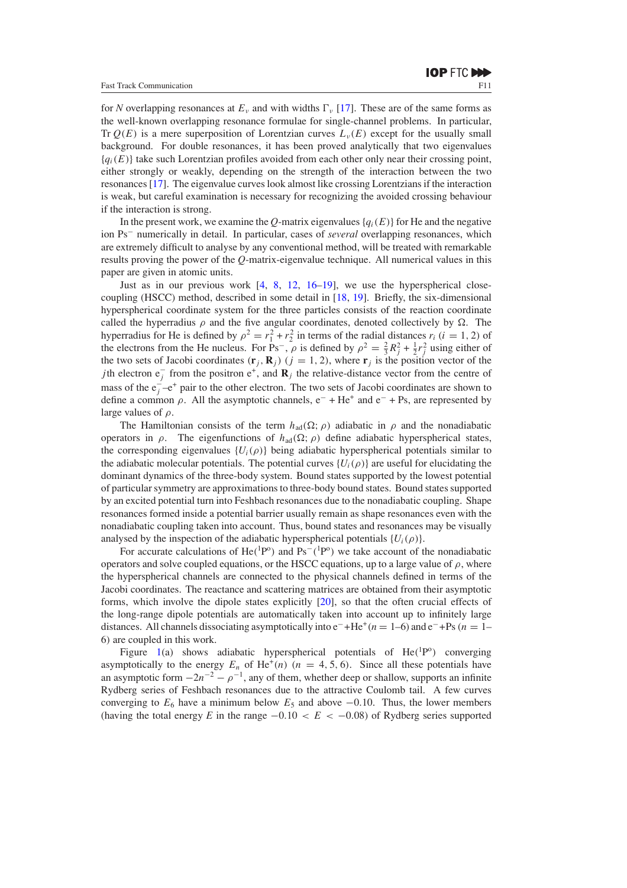for $N$ overlapping resonances at $E_\nu$ and with widths $\Gamma_\nu$ [17]. These are of the same forms as the well-known overlapping resonance formulae for single-channel problems. In particular, $\mathrm{Tr}\, Q(E)$ is a mere superposition of Lorentzian curves $L_\nu(E)$ except for the usually small background. For double resonances, it has been proved analytically that two eigenvalues $\{q_i(E)\}$ take such Lorentzian profiles avoided from each other only near their crossing point, either strongly or weakly, depending on the strength of the interaction between the two resonances [17]. The eigenvalue curves look almost like crossing Lorentzians if the interaction is weak, but careful examination is necessary for recognizing the avoided crossing behaviour if the interaction is strong.

In the present work, we examine the $Q$-matrix eigenvalues $\{q_i(E)\}$ for He and the negative ion $\mathrm{Ps}^-$ numerically in detail. In particular, cases of *several* overlapping resonances, which are extremely difficult to analyse by any conventional method, will be treated with remarkable results proving the power of the $Q$-matrix-eigenvalue technique. All numerical values in this paper are given in atomic units.

Just as in our previous work [4, 8, 12, 16–19], we use the hyperspherical close-coupling (HSCC) method, described in some detail in [18, 19]. Briefly, the six-dimensional hyperspherical coordinate system for the three particles consists of the reaction coordinate called the hyperradius $\rho$ and the five angular coordinates, denoted collectively by $\Omega$. The hyperradius for He is defined by $\rho^2 = r_1^2 + r_2^2$ in terms of the radial distances $r_i$ $(i = 1, 2)$ of the electrons from the He nucleus. For $\mathrm{Ps}^-$, $\rho$ is defined by $\rho^2 = \frac{2}{3}R_j^2 + \frac{1}{2}r_j^2$ using either of the two sets of Jacobi coordinates $(\mathbf{r}_j, \mathbf{R}_j)$ $(j = 1, 2)$, where $\mathbf{r}_j$ is the position vector of the $j$th electron $\mathrm{e}_j^-$ from the positron $\mathrm{e}^+$, and $\mathbf{R}_j$ the relative-distance vector from the centre of mass of the $\mathrm{e}_j^-$–$\mathrm{e}^+$ pair to the other electron. The two sets of Jacobi coordinates are shown to define a common $\rho$. All the asymptotic channels, $\mathrm{e}^- + \mathrm{He}^+$ and $\mathrm{e}^- + \mathrm{Ps}$, are represented by large values of $\rho$.

The Hamiltonian consists of the term $h_{\mathrm{ad}}(\Omega; \rho)$ adiabatic in $\rho$ and the nonadiabatic operators in $\rho$. The eigenfunctions of $h_{\mathrm{ad}}(\Omega; \rho)$ define adiabatic hyperspherical states, the corresponding eigenvalues $\{U_i(\rho)\}$ being adiabatic hyperspherical potentials similar to the adiabatic molecular potentials. The potential curves $\{U_i(\rho)\}$ are useful for elucidating the dominant dynamics of the three-body system. Bound states supported by the lowest potential of particular symmetry are approximations to three-body bound states. Bound states supported by an excited potential turn into Feshbach resonances due to the nonadiabatic coupling. Shape resonances formed inside a potential barrier usually remain as shape resonances even with the nonadiabatic coupling taken into account. Thus, bound states and resonances may be visually analysed by the inspection of the adiabatic hyperspherical potentials $\{U_i(\rho)\}$.

For accurate calculations of $\mathrm{He}(^1\mathrm{P}^\mathrm{o})$ and $\mathrm{Ps}^-(^1\mathrm{P}^\mathrm{o})$ we take account of the nonadiabatic operators and solve coupled equations, or the HSCC equations, up to a large value of $\rho$, where the hyperspherical channels are connected to the physical channels defined in terms of the Jacobi coordinates. The reactance and scattering matrices are obtained from their asymptotic forms, which involve the dipole states explicitly [20], so that the often crucial effects of the long-range dipole potentials are automatically taken into account up to infinitely large distances. All channels dissociating asymptotically into $\mathrm{e}^- + \mathrm{He}^+(n = 1$–$6)$ and $\mathrm{e}^- + \mathrm{Ps}$ $(n = 1$–$6)$ are coupled in this work.

Figure 1(a) shows adiabatic hyperspherical potentials of $\mathrm{He}(^1\mathrm{P}^\mathrm{o})$ converging asymptotically to the energy $E_n$ of $\mathrm{He}^+(n)$ $(n = 4, 5, 6)$. Since all these potentials have an asymptotic form $-2n^{-2} - \rho^{-1}$, any of them, whether deep or shallow, supports an infinite Rydberg series of Feshbach resonances due to the attractive Coulomb tail. A few curves converging to $E_6$ have a minimum below $E_5$ and above $-0.10$. Thus, the lower members (having the total energy $E$ in the range $-0.10 < E < -0.08$) of Rydberg series supported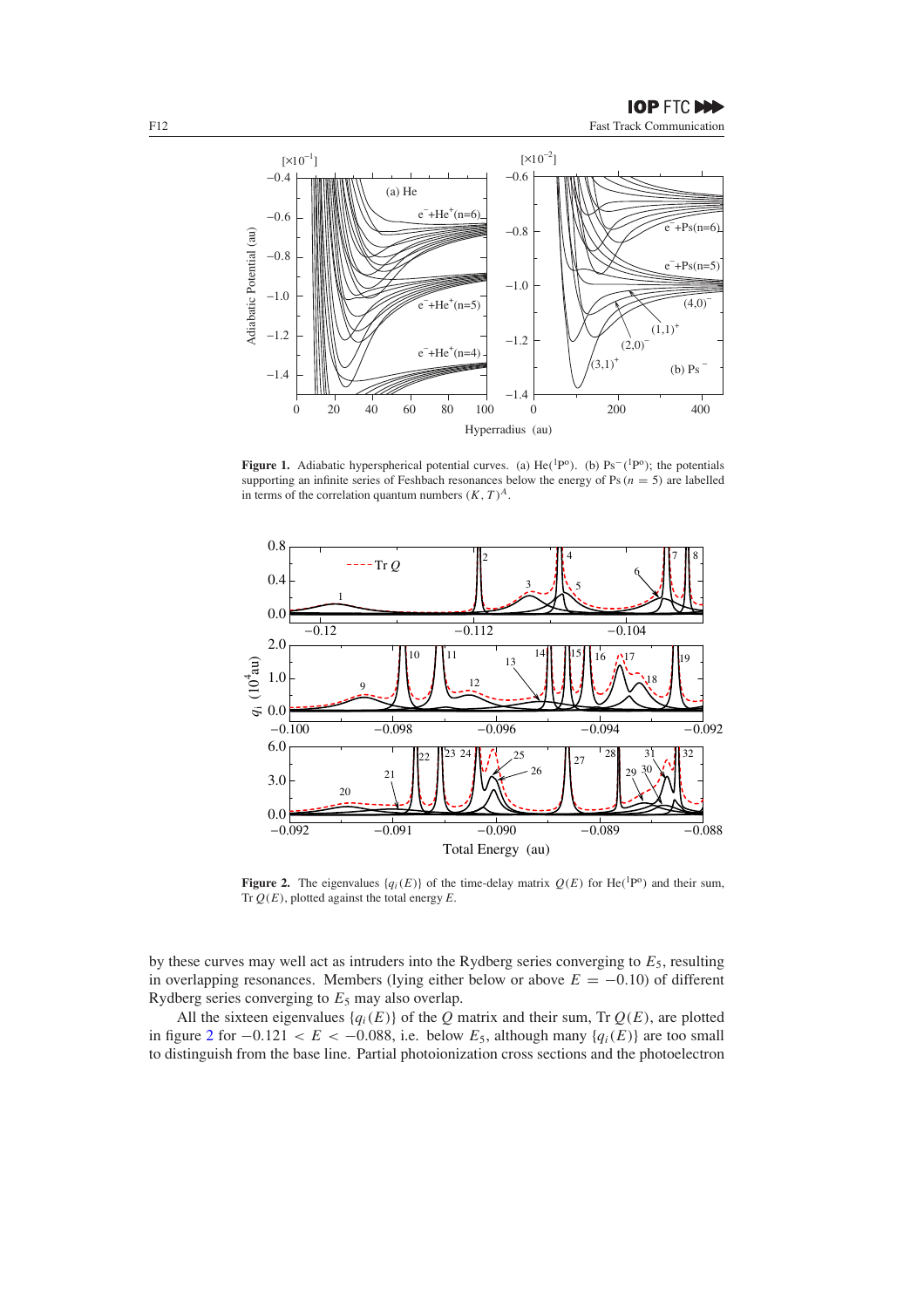**Figure 1.** Adiabatic hyperspherical potential curves. (a) He($^1$P$^o$). (b) Ps$^-$($^1$P$^o$); the potentials supporting an infinite series of Feshbach resonances below the energy of Ps ($n = 5$) are labelled in terms of the correlation quantum numbers $(K, T)^A$.

**Figure 2.** The eigenvalues $\{q_i(E)\}$ of the time-delay matrix $Q(E)$ for He($^1$P$^o$) and their sum, Tr $Q(E)$, plotted against the total energy $E$.

by these curves may well act as intruders into the Rydberg series converging to $E_5$, resulting in overlapping resonances. Members (lying either below or above $E = -0.10$) of different Rydberg series converging to $E_5$ may also overlap.

All the sixteen eigenvalues $\{q_i(E)\}$ of the $Q$ matrix and their sum, Tr $Q(E)$, are plotted in figure 2 for $-0.121 < E < -0.088$, i.e. below $E_5$, although many $\{q_i(E)\}$ are too small to distinguish from the base line. Partial photoionization cross sections and the photoelectron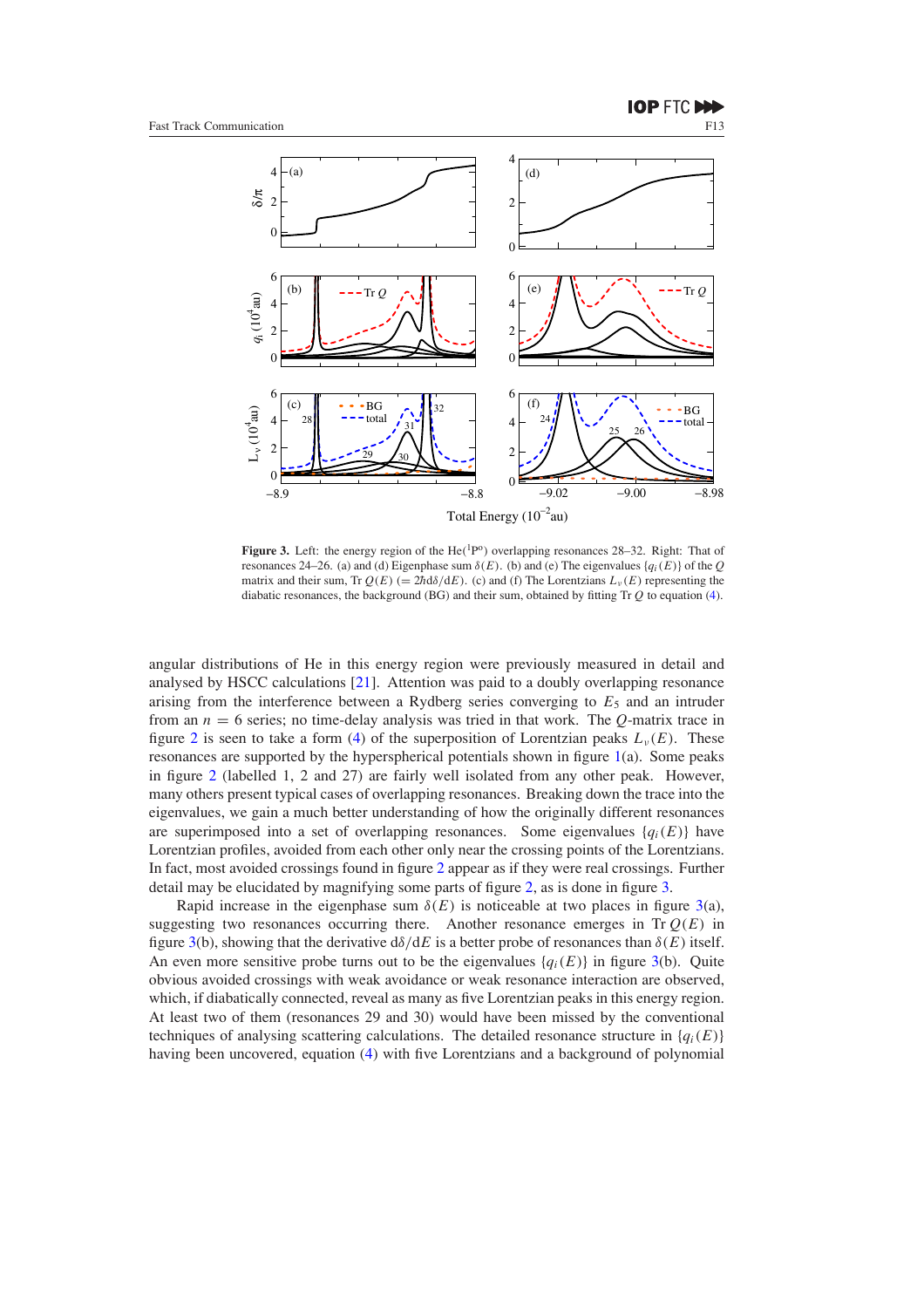**Figure 3.** Left: the energy region of the He($^1$P$^o$) overlapping resonances 28–32. Right: That of resonances 24–26. (a) and (d) Eigenphase sum $\delta(E)$. (b) and (e) The eigenvalues $\{q_i(E)\}$ of the $Q$ matrix and their sum, Tr $Q(E)$ ($= 2\hbar d\delta/dE$). (c) and (f) The Lorentzians $L_\nu(E)$ representing the diabatic resonances, the background (BG) and their sum, obtained by fitting Tr $Q$ to equation (4).

angular distributions of He in this energy region were previously measured in detail and analysed by HSCC calculations [21]. Attention was paid to a doubly overlapping resonance arising from the interference between a Rydberg series converging to $E_5$ and an intruder from an $n = 6$ series; no time-delay analysis was tried in that work. The $Q$-matrix trace in figure 2 is seen to take a form (4) of the superposition of Lorentzian peaks $L_\nu(E)$. These resonances are supported by the hyperspherical potentials shown in figure 1(a). Some peaks in figure 2 (labelled 1, 2 and 27) are fairly well isolated from any other peak. However, many others present typical cases of overlapping resonances. Breaking down the trace into the eigenvalues, we gain a much better understanding of how the originally different resonances are superimposed into a set of overlapping resonances. Some eigenvalues $\{q_i(E)\}$ have Lorentzian profiles, avoided from each other only near the crossing points of the Lorentzians. In fact, most avoided crossings found in figure 2 appear as if they were real crossings. Further detail may be elucidated by magnifying some parts of figure 2, as is done in figure 3.

Rapid increase in the eigenphase sum $\delta(E)$ is noticeable at two places in figure 3(a), suggesting two resonances occurring there. Another resonance emerges in Tr $Q(E)$ in figure 3(b), showing that the derivative $d\delta/dE$ is a better probe of resonances than $\delta(E)$ itself. An even more sensitive probe turns out to be the eigenvalues $\{q_i(E)\}$ in figure 3(b). Quite obvious avoided crossings with weak avoidance or weak resonance interaction are observed, which, if diabatically connected, reveal as many as five Lorentzian peaks in this energy region. At least two of them (resonances 29 and 30) would have been missed by the conventional techniques of analysing scattering calculations. The detailed resonance structure in $\{q_i(E)\}$ having been uncovered, equation (4) with five Lorentzians and a background of polynomial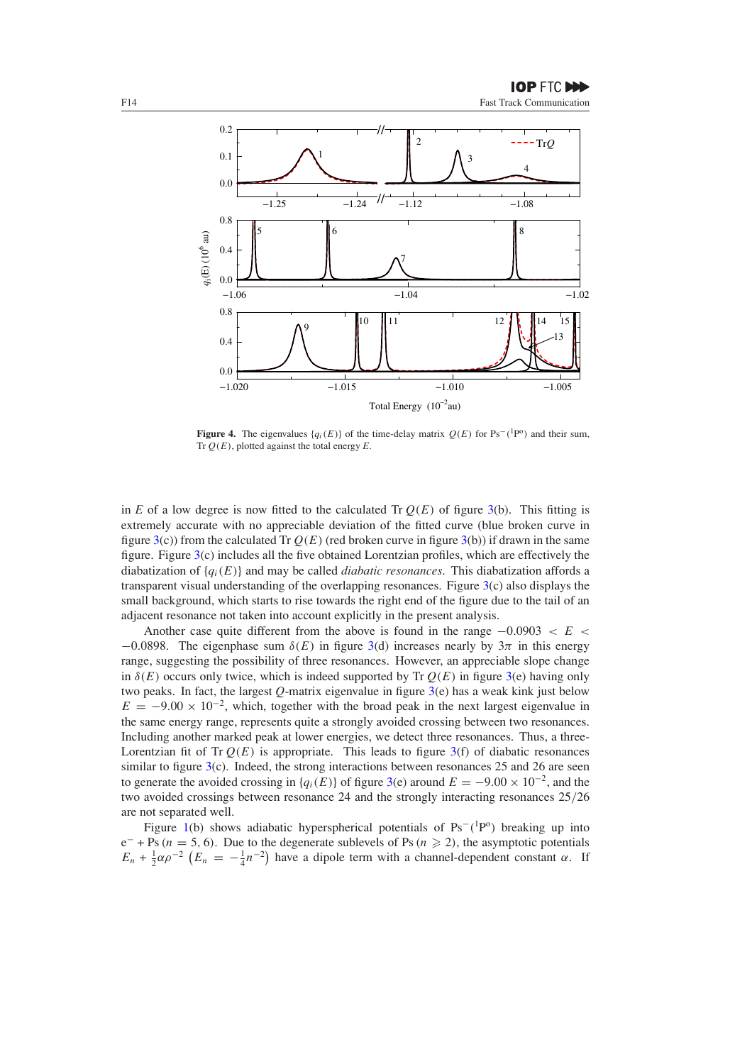**Figure 4.** The eigenvalues $\{q_i(E)\}$ of the time-delay matrix $Q(E)$ for $\mathrm{Ps}^-(^1\mathrm{P}^\mathrm{o})$ and their sum, $\mathrm{Tr}\, Q(E)$, plotted against the total energy $E$.

in $E$ of a low degree is now fitted to the calculated $\mathrm{Tr}\, Q(E)$ of figure 3(b). This fitting is extremely accurate with no appreciable deviation of the fitted curve (blue broken curve in figure 3(c)) from the calculated $\mathrm{Tr}\, Q(E)$ (red broken curve in figure 3(b)) if drawn in the same figure. Figure 3(c) includes all the five obtained Lorentzian profiles, which are effectively the diabatization of $\{q_i(E)\}$ and may be called *diabatic resonances*. This diabatization affords a transparent visual understanding of the overlapping resonances. Figure 3(c) also displays the small background, which starts to rise towards the right end of the figure due to the tail of an adjacent resonance not taken into account explicitly in the present analysis.

Another case quite different from the above is found in the range $-0.0903 < E < -0.0898$. The eigenphase sum $\delta(E)$ in figure 3(d) increases nearly by $3\pi$ in this energy range, suggesting the possibility of three resonances. However, an appreciable slope change in $\delta(E)$ occurs only twice, which is indeed supported by $\mathrm{Tr}\, Q(E)$ in figure 3(e) having only two peaks. In fact, the largest $Q$-matrix eigenvalue in figure 3(e) has a weak kink just below $E = -9.00 \times 10^{-2}$, which, together with the broad peak in the next largest eigenvalue in the same energy range, represents quite a strongly avoided crossing between two resonances. Including another marked peak at lower energies, we detect three resonances. Thus, a three-Lorentzian fit of $\mathrm{Tr}\, Q(E)$ is appropriate. This leads to figure 3(f) of diabatic resonances similar to figure 3(c). Indeed, the strong interactions between resonances 25 and 26 are seen to generate the avoided crossing in $\{q_i(E)\}$ of figure 3(e) around $E = -9.00 \times 10^{-2}$, and the two avoided crossings between resonance 24 and the strongly interacting resonances 25/26 are not separated well.

Figure 1(b) shows adiabatic hyperspherical potentials of $\mathrm{Ps}^-(^1\mathrm{P}^\mathrm{o})$ breaking up into $\mathrm{e}^- + \mathrm{Ps}\,(n = 5, 6)$. Due to the degenerate sublevels of $\mathrm{Ps}\,(n \geqslant 2)$, the asymptotic potentials $E_n + \frac{1}{2}\alpha\rho^{-2}$ $\left(E_n = -\frac{1}{4}n^{-2}\right)$ have a dipole term with a channel-dependent constant $\alpha$. If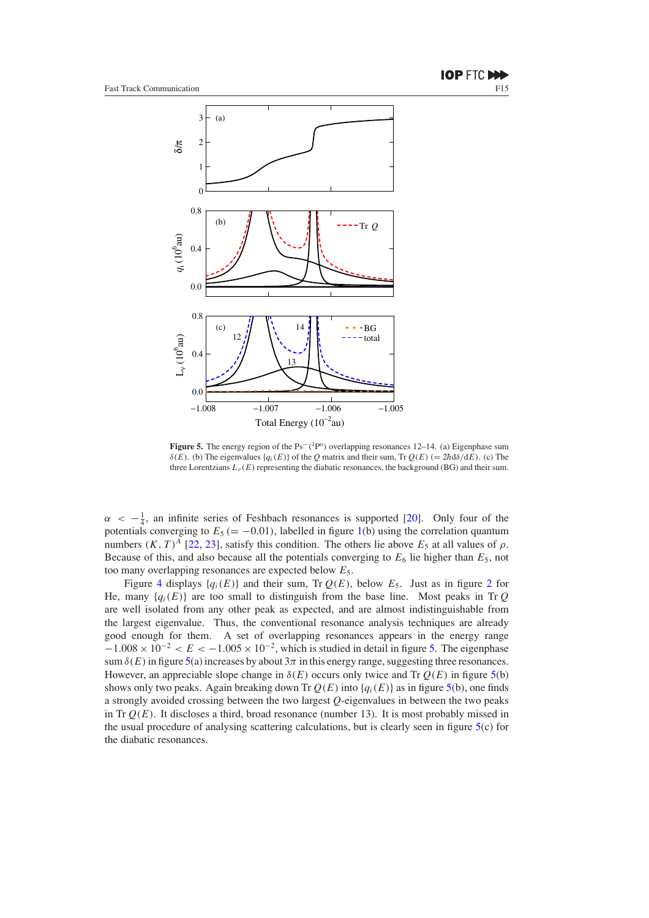**Figure 5.** The energy region of the $Ps^-$ ($^1P^o$) overlapping resonances 12–14. (a) Eigenphase sum $\delta(E)$. (b) The eigenvalues $\{q_i(E)\}$ of the $Q$ matrix and their sum, Tr $Q(E)$ ($= 2\hbar d\delta/dE$). (c) The three Lorentzians $L_\nu(E)$ representing the diabatic resonances, the background (BG) and their sum.

$\alpha < -\frac{1}{4}$, an infinite series of Feshbach resonances is supported [20]. Only four of the potentials converging to $E_5$ ($= -0.01$), labelled in figure 1(b) using the correlation quantum numbers $(K, T)^A$ [22, 23], satisfy this condition. The others lie above $E_5$ at all values of $\rho$. Because of this, and also because all the potentials converging to $E_6$ lie higher than $E_5$, not too many overlapping resonances are expected below $E_5$.

Figure 4 displays $\{q_i(E)\}$ and their sum, Tr $Q(E)$, below $E_5$. Just as in figure 2 for He, many $\{q_i(E)\}$ are too small to distinguish from the base line. Most peaks in Tr $Q$ are well isolated from any other peak as expected, and are almost indistinguishable from the largest eigenvalue. Thus, the conventional resonance analysis techniques are already good enough for them. A set of overlapping resonances appears in the energy range $-1.008 \times 10^{-2} < E < -1.005 \times 10^{-2}$, which is studied in detail in figure 5. The eigenphase sum $\delta(E)$ in figure 5(a) increases by about $3\pi$ in this energy range, suggesting three resonances. However, an appreciable slope change in $\delta(E)$ occurs only twice and Tr $Q(E)$ in figure 5(b) shows only two peaks. Again breaking down Tr $Q(E)$ into $\{q_i(E)\}$ as in figure 5(b), one finds a strongly avoided crossing between the two largest $Q$-eigenvalues in between the two peaks in Tr $Q(E)$. It discloses a third, broad resonance (number 13). It is most probably missed in the usual procedure of analysing scattering calculations, but is clearly seen in figure 5(c) for the diabatic resonances.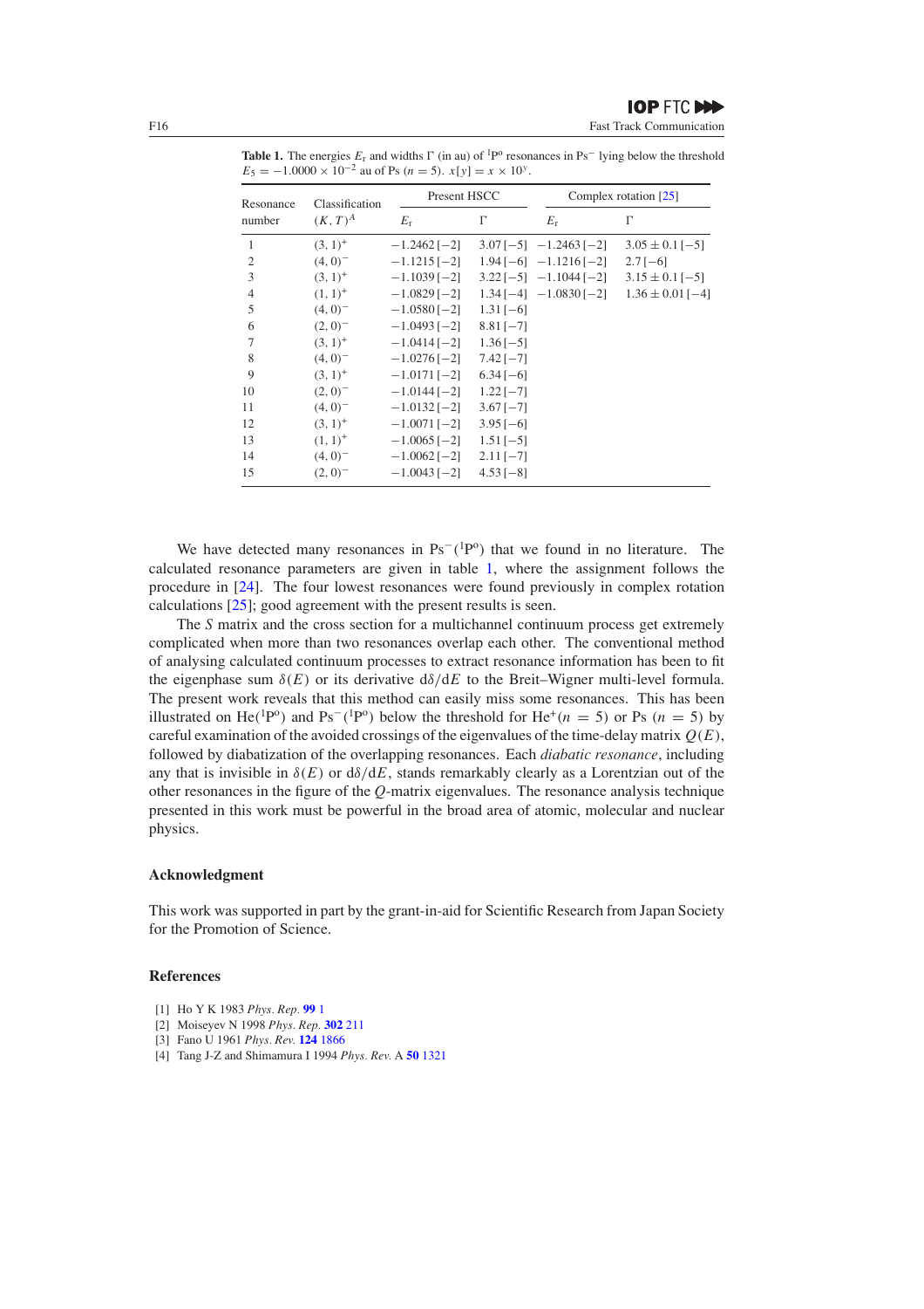**Table 1.** The energies $E_r$ and widths $\Gamma$ (in au) of $^1P^o$ resonances in $Ps^-$ lying below the threshold $E_5 = -1.0000 \times 10^{-2}$ au of Ps ($n = 5$). $x[y] = x \times 10^y$.

| Resonance number | Classification $(K, T)^A$ | Present HSCC | | Complex rotation [25] | |
|---|---|---|---|---|---|
| | | $E_r$ | $\Gamma$ | $E_r$ | $\Gamma$ |
| 1 | $(3, 1)^+$ | −1.2462 [−2] | 3.07 [−5] | −1.2463 [−2] | 3.05 ± 0.1 [−5] |
| 2 | $(4, 0)^-$ | −1.1215 [−2] | 1.94 [−6] | −1.1216 [−2] | 2.7 [−6] |
| 3 | $(3, 1)^+$ | −1.1039 [−2] | 3.22 [−5] | −1.1044 [−2] | 3.15 ± 0.1 [−5] |
| 4 | $(1, 1)^+$ | −1.0829 [−2] | 1.34 [−4] | −1.0830 [−2] | 1.36 ± 0.01 [−4] |
| 5 | $(4, 0)^-$ | −1.0580 [−2] | 1.31 [−6] | | |
| 6 | $(2, 0)^-$ | −1.0493 [−2] | 8.81 [−7] | | |
| 7 | $(3, 1)^+$ | −1.0414 [−2] | 1.36 [−5] | | |
| 8 | $(4, 0)^-$ | −1.0276 [−2] | 7.42 [−7] | | |
| 9 | $(3, 1)^+$ | −1.0171 [−2] | 6.34 [−6] | | |
| 10 | $(2, 0)^-$ | −1.0144 [−2] | 1.22 [−7] | | |
| 11 | $(4, 0)^-$ | −1.0132 [−2] | 3.67 [−7] | | |
| 12 | $(3, 1)^+$ | −1.0071 [−2] | 3.95 [−6] | | |
| 13 | $(1, 1)^+$ | −1.0065 [−2] | 1.51 [−5] | | |
| 14 | $(4, 0)^-$ | −1.0062 [−2] | 2.11 [−7] | | |
| 15 | $(2, 0)^-$ | −1.0043 [−2] | 4.53 [−8] | | |

We have detected many resonances in $Ps^-(^1P^o)$ that we found in no literature. The calculated resonance parameters are given in table 1, where the assignment follows the procedure in [24]. The four lowest resonances were found previously in complex rotation calculations [25]; good agreement with the present results is seen.

The $S$ matrix and the cross section for a multichannel continuum process get extremely complicated when more than two resonances overlap each other. The conventional method of analysing calculated continuum processes to extract resonance information has been to fit the eigenphase sum $\delta(E)$ or its derivative $d\delta/dE$ to the Breit–Wigner multi-level formula. The present work reveals that this method can easily miss some resonances. This has been illustrated on $He(^1P^o)$ and $Ps^-(^1P^o)$ below the threshold for $He^+(n = 5)$ or Ps ($n = 5$) by careful examination of the avoided crossings of the eigenvalues of the time-delay matrix $Q(E)$, followed by diabatization of the overlapping resonances. Each *diabatic resonance*, including any that is invisible in $\delta(E)$ or $d\delta/dE$, stands remarkably clearly as a Lorentzian out of the other resonances in the figure of the $Q$-matrix eigenvalues. The resonance analysis technique presented in this work must be powerful in the broad area of atomic, molecular and nuclear physics.

## Acknowledgment

This work was supported in part by the grant-in-aid for Scientific Research from Japan Society for the Promotion of Science.

## References

[1] Ho Y K 1983 *Phys. Rep.* **99** 1
[2] Moiseyev N 1998 *Phys. Rep.* **302** 211
[3] Fano U 1961 *Phys. Rev.* **124** 1866
[4] Tang J-Z and Shimamura I 1994 *Phys. Rev.* A **50** 1321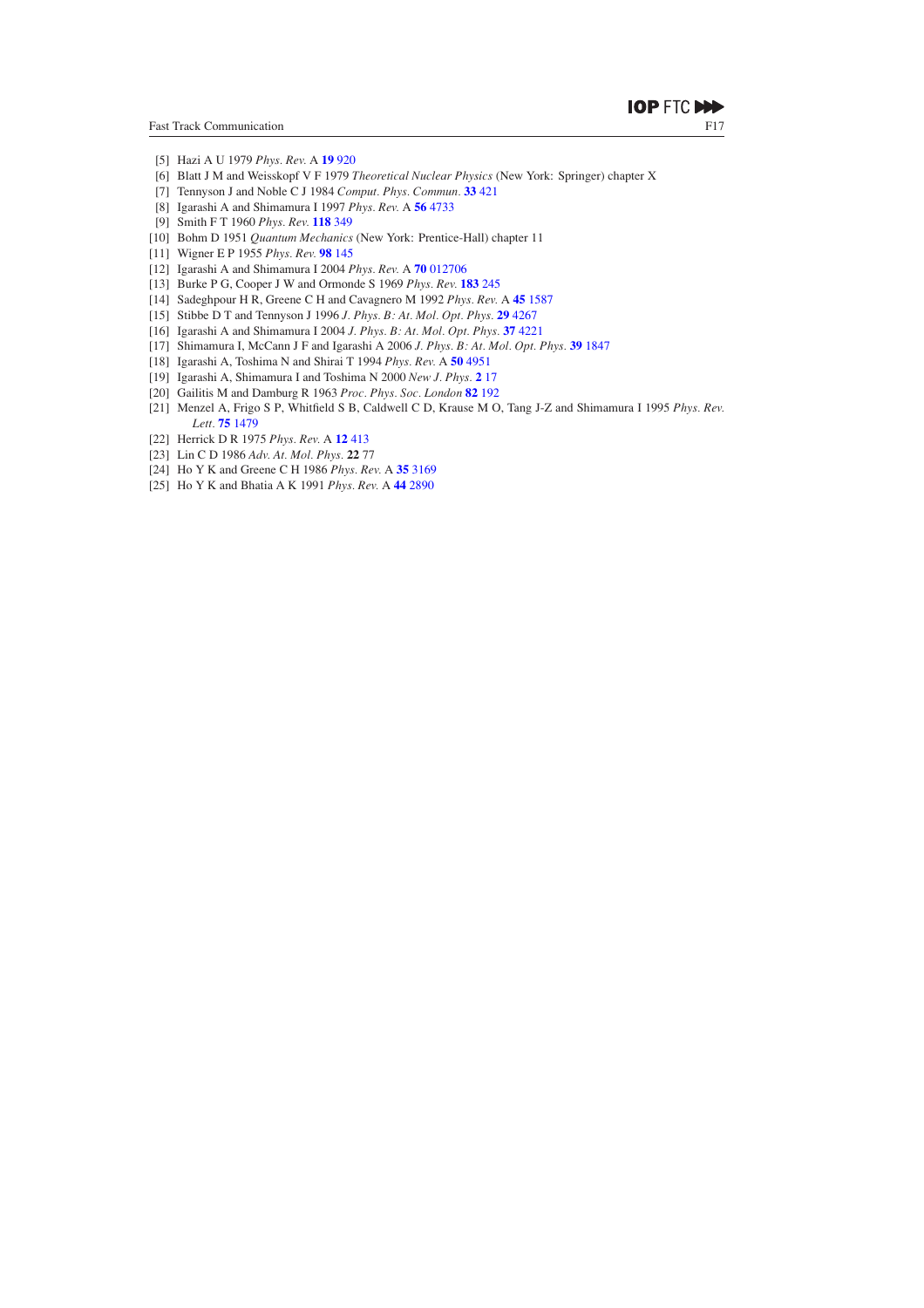[5] Hazi A U 1979 *Phys. Rev.* A **19** 920
[6] Blatt J M and Weisskopf V F 1979 *Theoretical Nuclear Physics* (New York: Springer) chapter X
[7] Tennyson J and Noble C J 1984 *Comput. Phys. Commun.* **33** 421
[8] Igarashi A and Shimamura I 1997 *Phys. Rev.* A **56** 4733
[9] Smith F T 1960 *Phys. Rev.* **118** 349
[10] Bohm D 1951 *Quantum Mechanics* (New York: Prentice-Hall) chapter 11
[11] Wigner E P 1955 *Phys. Rev.* **98** 145
[12] Igarashi A and Shimamura I 2004 *Phys. Rev.* A **70** 012706
[13] Burke P G, Cooper J W and Ormonde S 1969 *Phys. Rev.* **183** 245
[14] Sadeghpour H R, Greene C H and Cavagnero M 1992 *Phys. Rev.* A **45** 1587
[15] Stibbe D T and Tennyson J 1996 *J. Phys. B: At. Mol. Opt. Phys.* **29** 4267
[16] Igarashi A and Shimamura I 2004 *J. Phys. B: At. Mol. Opt. Phys.* **37** 4221
[17] Shimamura I, McCann J F and Igarashi A 2006 *J. Phys. B: At. Mol. Opt. Phys.* **39** 1847
[18] Igarashi A, Toshima N and Shirai T 1994 *Phys. Rev.* A **50** 4951
[19] Igarashi A, Shimamura I and Toshima N 2000 *New J. Phys.* **2** 17
[20] Gailitis M and Damburg R 1963 *Proc. Phys. Soc. London* **82** 192
[21] Menzel A, Frigo S P, Whitfield S B, Caldwell C D, Krause M O, Tang J-Z and Shimamura I 1995 *Phys. Rev. Lett.* **75** 1479
[22] Herrick D R 1975 *Phys. Rev.* A **12** 413
[23] Lin C D 1986 *Adv. At. Mol. Phys.* **22** 77
[24] Ho Y K and Greene C H 1986 *Phys. Rev.* A **35** 3169
[25] Ho Y K and Bhatia A K 1991 *Phys. Rev.* A **44** 2890